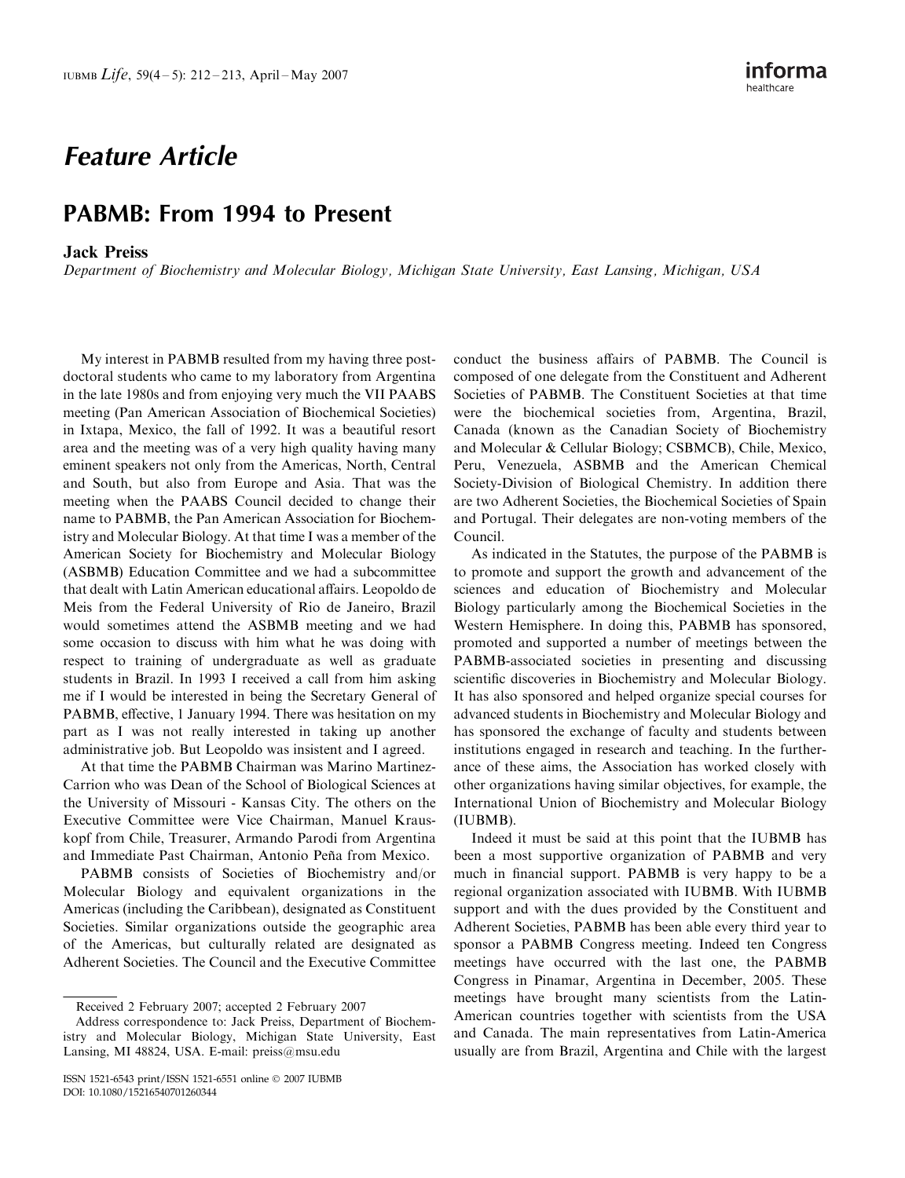## Feature Article

# PABMB: From 1994 to Present

**Jack Preiss**

*Department of Biochemistry and Molecular Biology, Michigan State University, East Lansing, Michigan, USA*

My interest in PABMB resulted from my having three post-doctoral students who came to my laboratory from Argentina in the late 1980s and from enjoying very much the VII PAABS meeting (Pan American Association of Biochemical Societies) in Ixtapa, Mexico, the fall of 1992. It was a beautiful resort area and the meeting was of a very high quality having many eminent speakers not only from the Americas, North, Central and South, but also from Europe and Asia. That was the meeting when the PAABS Council decided to change their name to PABMB, the Pan American Association for Biochemistry and Molecular Biology. At that time I was a member of the American Society for Biochemistry and Molecular Biology (ASBMB) Education Committee and we had a subcommittee that dealt with Latin American educational affairs. Leopoldo de Meis from the Federal University of Rio de Janeiro, Brazil would sometimes attend the ASBMB meeting and we had some occasion to discuss with him what he was doing with respect to training of undergraduate as well as graduate students in Brazil. In 1993 I received a call from him asking me if I would be interested in being the Secretary General of PABMB, effective, 1 January 1994. There was hesitation on my part as I was not really interested in taking up another administrative job. But Leopoldo was insistent and I agreed.

At that time the PABMB Chairman was Marino Martinez-Carrion who was Dean of the School of Biological Sciences at the University of Missouri - Kansas City. The others on the Executive Committee were Vice Chairman, Manuel Krauskopf from Chile, Treasurer, Armando Parodi from Argentina and Immediate Past Chairman, Antonio Peña from Mexico.

PABMB consists of Societies of Biochemistry and/or Molecular Biology and equivalent organizations in the Americas (including the Caribbean), designated as Constituent Societies. Similar organizations outside the geographic area of the Americas, but culturally related are designated as Adherent Societies. The Council and the Executive Committee conduct the business affairs of PABMB. The Council is composed of one delegate from the Constituent and Adherent Societies of PABMB. The Constituent Societies at that time were the biochemical societies from, Argentina, Brazil, Canada (known as the Canadian Society of Biochemistry and Molecular & Cellular Biology; CSBMCB), Chile, Mexico, Peru, Venezuela, ASBMB and the American Chemical Society-Division of Biological Chemistry. In addition there are two Adherent Societies, the Biochemical Societies of Spain and Portugal. Their delegates are non-voting members of the Council.

As indicated in the Statutes, the purpose of the PABMB is to promote and support the growth and advancement of the sciences and education of Biochemistry and Molecular Biology particularly among the Biochemical Societies in the Western Hemisphere. In doing this, PABMB has sponsored, promoted and supported a number of meetings between the PABMB-associated societies in presenting and discussing scientific discoveries in Biochemistry and Molecular Biology. It has also sponsored and helped organize special courses for advanced students in Biochemistry and Molecular Biology and has sponsored the exchange of faculty and students between institutions engaged in research and teaching. In the furtherance of these aims, the Association has worked closely with other organizations having similar objectives, for example, the International Union of Biochemistry and Molecular Biology (IUBMB).

Indeed it must be said at this point that the IUBMB has been a most supportive organization of PABMB and very much in financial support. PABMB is very happy to be a regional organization associated with IUBMB. With IUBMB support and with the dues provided by the Constituent and Adherent Societies, PABMB has been able every third year to sponsor a PABMB Congress meeting. Indeed ten Congress meetings have occurred with the last one, the PABMB Congress in Pinamar, Argentina in December, 2005. These meetings have brought many scientists from the Latin-American countries together with scientists from the USA and Canada. The main representatives from Latin-America usually are from Brazil, Argentina and Chile with the largest

Received 2 February 2007; accepted 2 February 2007

Address correspondence to: Jack Preiss, Department of Biochemistry and Molecular Biology, Michigan State University, East Lansing, MI 48824, USA. E-mail: preiss@msu.edu

ISSN 1521-6543 print/ISSN 1521-6551 online © 2007 IUBMB
DOI: 10.1080/15216540701260344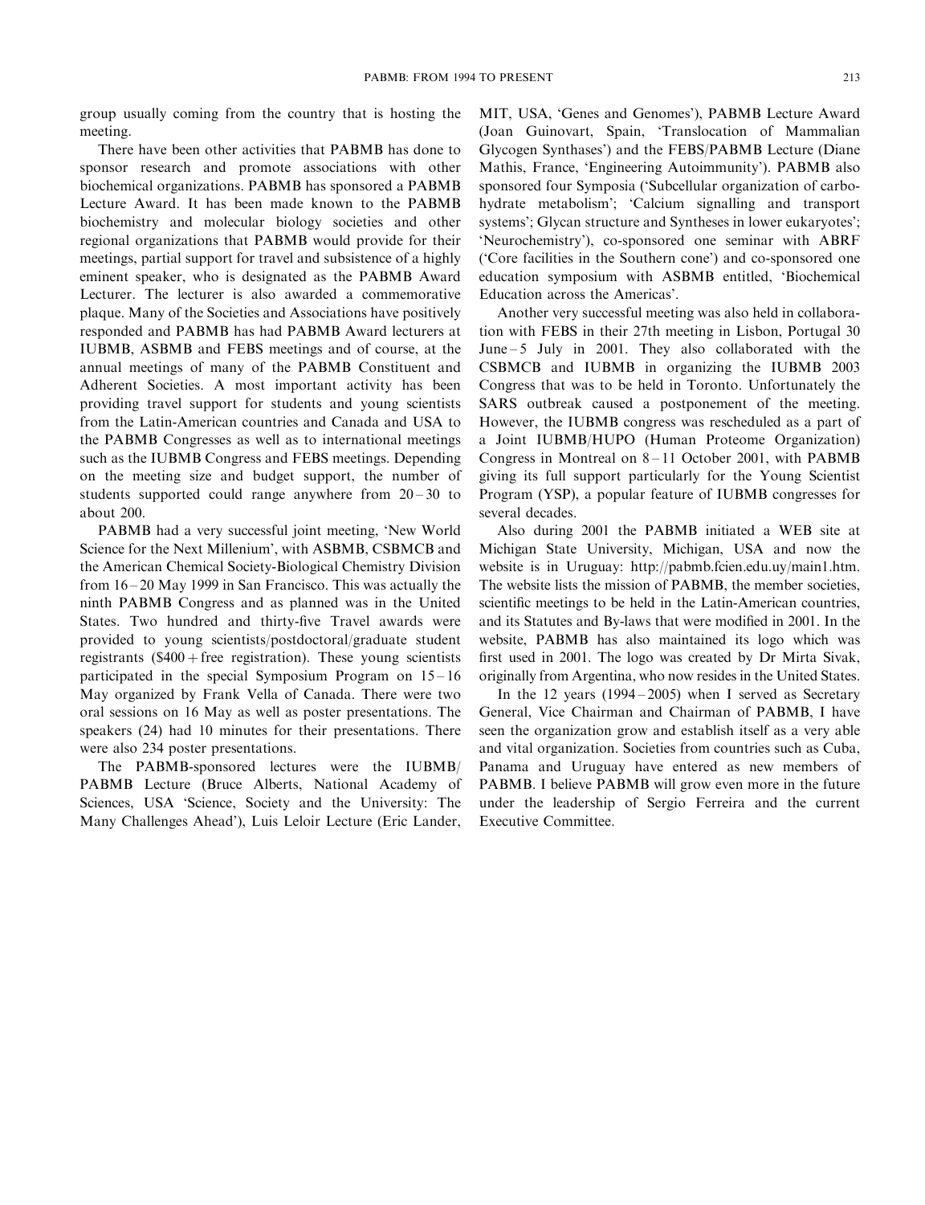group usually coming from the country that is hosting the meeting.

There have been other activities that PABMB has done to sponsor research and promote associations with other biochemical organizations. PABMB has sponsored a PABMB Lecture Award. It has been made known to the PABMB biochemistry and molecular biology societies and other regional organizations that PABMB would provide for their meetings, partial support for travel and subsistence of a highly eminent speaker, who is designated as the PABMB Award Lecturer. The lecturer is also awarded a commemorative plaque. Many of the Societies and Associations have positively responded and PABMB has had PABMB Award lecturers at IUBMB, ASBMB and FEBS meetings and of course, at the annual meetings of many of the PABMB Constituent and Adherent Societies. A most important activity has been providing travel support for students and young scientists from the Latin-American countries and Canada and USA to the PABMB Congresses as well as to international meetings such as the IUBMB Congress and FEBS meetings. Depending on the meeting size and budget support, the number of students supported could range anywhere from 20–30 to about 200.

PABMB had a very successful joint meeting, 'New World Science for the Next Millenium', with ASBMB, CSBMCB and the American Chemical Society-Biological Chemistry Division from 16–20 May 1999 in San Francisco. This was actually the ninth PABMB Congress and as planned was in the United States. Two hundred and thirty-five Travel awards were provided to young scientists/postdoctoral/graduate student registrants ($400 + free registration). These young scientists participated in the special Symposium Program on 15–16 May organized by Frank Vella of Canada. There were two oral sessions on 16 May as well as poster presentations. The speakers (24) had 10 minutes for their presentations. There were also 234 poster presentations.

The PABMB-sponsored lectures were the IUBMB/PABMB Lecture (Bruce Alberts, National Academy of Sciences, USA 'Science, Society and the University: The Many Challenges Ahead'), Luis Leloir Lecture (Eric Lander, MIT, USA, 'Genes and Genomes'), PABMB Lecture Award (Joan Guinovart, Spain, 'Translocation of Mammalian Glycogen Synthases') and the FEBS/PABMB Lecture (Diane Mathis, France, 'Engineering Autoimmunity'). PABMB also sponsored four Symposia ('Subcellular organization of carbohydrate metabolism'; 'Calcium signalling and transport systems'; Glycan structure and Syntheses in lower eukaryotes'; 'Neurochemistry'), co-sponsored one seminar with ABRF ('Core facilities in the Southern cone') and co-sponsored one education symposium with ASBMB entitled, 'Biochemical Education across the Americas'.

Another very successful meeting was also held in collaboration with FEBS in their 27th meeting in Lisbon, Portugal 30 June–5 July in 2001. They also collaborated with the CSBMCB and IUBMB in organizing the IUBMB 2003 Congress that was to be held in Toronto. Unfortunately the SARS outbreak caused a postponement of the meeting. However, the IUBMB congress was rescheduled as a part of a Joint IUBMB/HUPO (Human Proteome Organization) Congress in Montreal on 8–11 October 2001, with PABMB giving its full support particularly for the Young Scientist Program (YSP), a popular feature of IUBMB congresses for several decades.

Also during 2001 the PABMB initiated a WEB site at Michigan State University, Michigan, USA and now the website is in Uruguay: http://pabmb.fcien.edu.uy/main1.htm. The website lists the mission of PABMB, the member societies, scientific meetings to be held in the Latin-American countries, and its Statutes and By-laws that were modified in 2001. In the website, PABMB has also maintained its logo which was first used in 2001. The logo was created by Dr Mirta Sivak, originally from Argentina, who now resides in the United States.

In the 12 years (1994–2005) when I served as Secretary General, Vice Chairman and Chairman of PABMB, I have seen the organization grow and establish itself as a very able and vital organization. Societies from countries such as Cuba, Panama and Uruguay have entered as new members of PABMB. I believe PABMB will grow even more in the future under the leadership of Sergio Ferreira and the current Executive Committee.